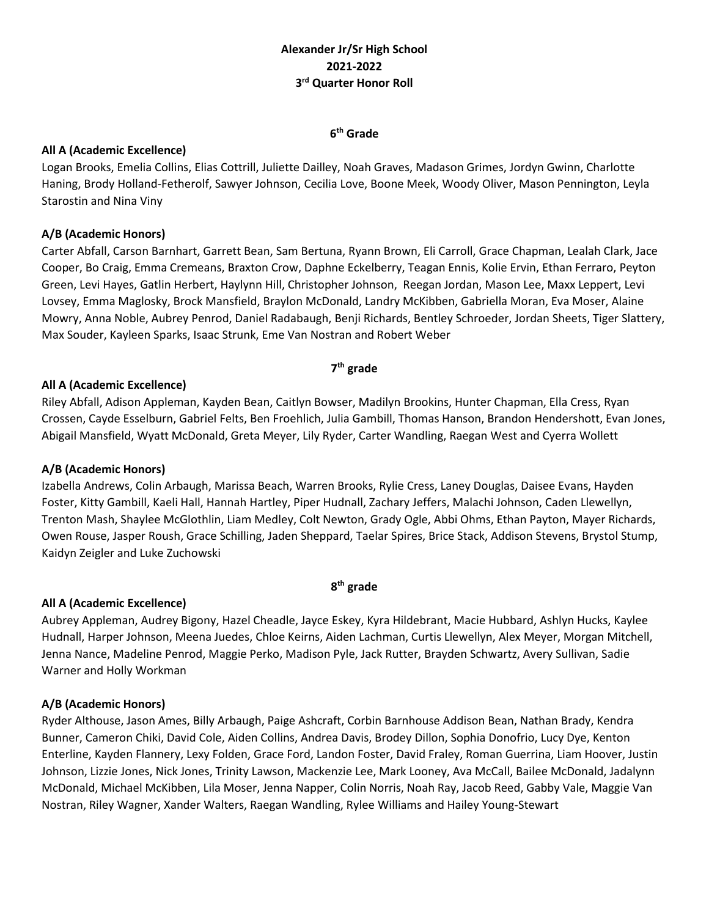**Alexander Jr/Sr High School**
**2021-2022**
**3rd Quarter Honor Roll**

## 6th Grade

**All A (Academic Excellence)**

Logan Brooks, Emelia Collins, Elias Cottrill, Juliette Dailley, Noah Graves, Madason Grimes, Jordyn Gwinn, Charlotte Haning, Brody Holland-Fetherolf, Sawyer Johnson, Cecilia Love, Boone Meek, Woody Oliver, Mason Pennington, Leyla Starostin and Nina Viny

**A/B (Academic Honors)**

Carter Abfall, Carson Barnhart, Garrett Bean, Sam Bertuna, Ryann Brown, Eli Carroll, Grace Chapman, Lealah Clark, Jace Cooper, Bo Craig, Emma Cremeans, Braxton Crow, Daphne Eckelberry, Teagan Ennis, Kolie Ervin, Ethan Ferraro, Peyton Green, Levi Hayes, Gatlin Herbert, Haylynn Hill, Christopher Johnson, Reegan Jordan, Mason Lee, Maxx Leppert, Levi Lovsey, Emma Maglosky, Brock Mansfield, Braylon McDonald, Landry McKibben, Gabriella Moran, Eva Moser, Alaine Mowry, Anna Noble, Aubrey Penrod, Daniel Radabaugh, Benji Richards, Bentley Schroeder, Jordan Sheets, Tiger Slattery, Max Souder, Kayleen Sparks, Isaac Strunk, Eme Van Nostran and Robert Weber

## 7th grade

**All A (Academic Excellence)**

Riley Abfall, Adison Appleman, Kayden Bean, Caitlyn Bowser, Madilyn Brookins, Hunter Chapman, Ella Cress, Ryan Crossen, Cayde Esselburn, Gabriel Felts, Ben Froehlich, Julia Gambill, Thomas Hanson, Brandon Hendershott, Evan Jones, Abigail Mansfield, Wyatt McDonald, Greta Meyer, Lily Ryder, Carter Wandling, Raegan West and Cyerra Wollett

**A/B (Academic Honors)**

Izabella Andrews, Colin Arbaugh, Marissa Beach, Warren Brooks, Rylie Cress, Laney Douglas, Daisee Evans, Hayden Foster, Kitty Gambill, Kaeli Hall, Hannah Hartley, Piper Hudnall, Zachary Jeffers, Malachi Johnson, Caden Llewellyn, Trenton Mash, Shaylee McGlothlin, Liam Medley, Colt Newton, Grady Ogle, Abbi Ohms, Ethan Payton, Mayer Richards, Owen Rouse, Jasper Roush, Grace Schilling, Jaden Sheppard, Taelar Spires, Brice Stack, Addison Stevens, Brystol Stump, Kaidyn Zeigler and Luke Zuchowski

## 8th grade

**All A (Academic Excellence)**

Aubrey Appleman, Audrey Bigony, Hazel Cheadle, Jayce Eskey, Kyra Hildebrant, Macie Hubbard, Ashlyn Hucks, Kaylee Hudnall, Harper Johnson, Meena Juedes, Chloe Keirns, Aiden Lachman, Curtis Llewellyn, Alex Meyer, Morgan Mitchell, Jenna Nance, Madeline Penrod, Maggie Perko, Madison Pyle, Jack Rutter, Brayden Schwartz, Avery Sullivan, Sadie Warner and Holly Workman

**A/B (Academic Honors)**

Ryder Althouse, Jason Ames, Billy Arbaugh, Paige Ashcraft, Corbin Barnhouse Addison Bean, Nathan Brady, Kendra Bunner, Cameron Chiki, David Cole, Aiden Collins, Andrea Davis, Brodey Dillon, Sophia Donofrio, Lucy Dye, Kenton Enterline, Kayden Flannery, Lexy Folden, Grace Ford, Landon Foster, David Fraley, Roman Guerrina, Liam Hoover, Justin Johnson, Lizzie Jones, Nick Jones, Trinity Lawson, Mackenzie Lee, Mark Looney, Ava McCall, Bailee McDonald, Jadalynn McDonald, Michael McKibben, Lila Moser, Jenna Napper, Colin Norris, Noah Ray, Jacob Reed, Gabby Vale, Maggie Van Nostran, Riley Wagner, Xander Walters, Raegan Wandling, Rylee Williams and Hailey Young-Stewart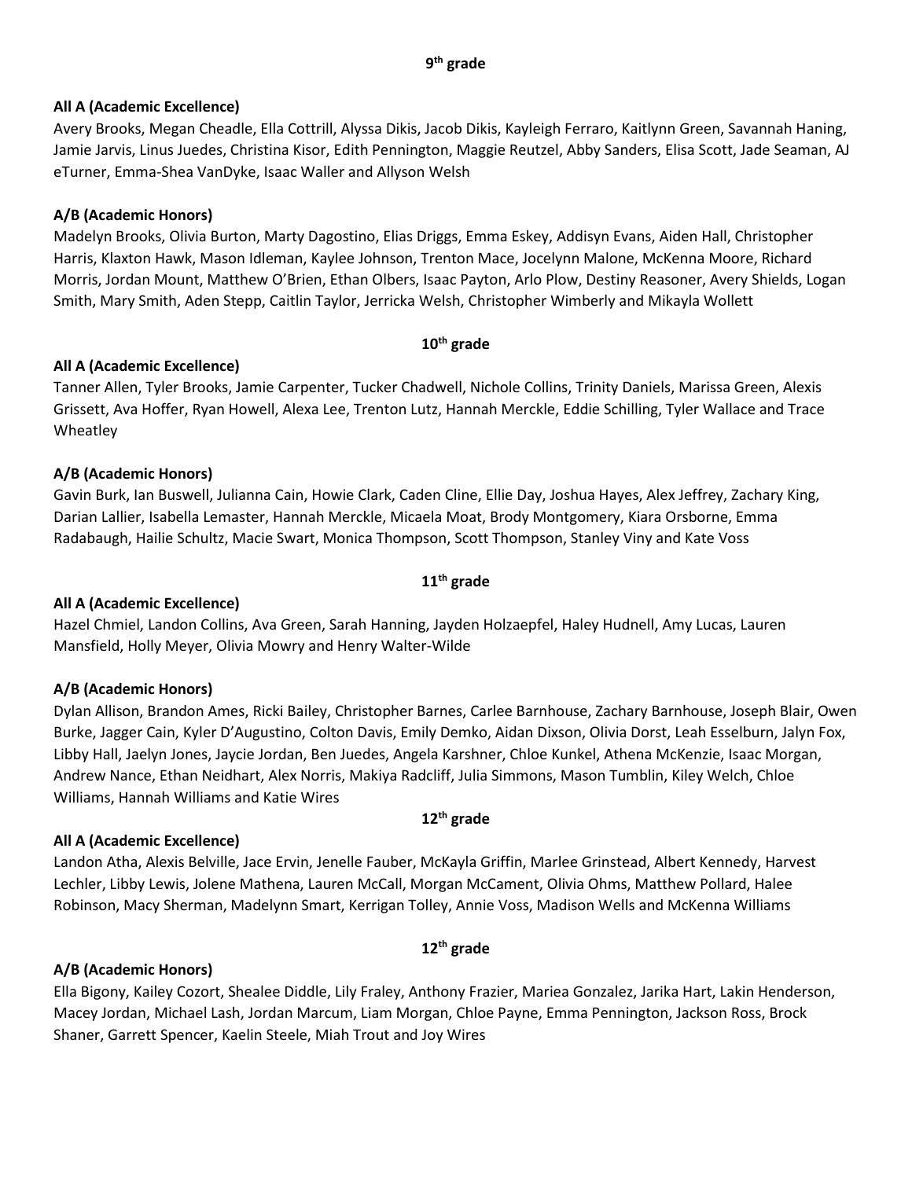## 9th grade

**All A (Academic Excellence)**

Avery Brooks, Megan Cheadle, Ella Cottrill, Alyssa Dikis, Jacob Dikis, Kayleigh Ferraro, Kaitlynn Green, Savannah Haning, Jamie Jarvis, Linus Juedes, Christina Kisor, Edith Pennington, Maggie Reutzel, Abby Sanders, Elisa Scott, Jade Seaman, AJ eTurner, Emma-Shea VanDyke, Isaac Waller and Allyson Welsh

**A/B (Academic Honors)**

Madelyn Brooks, Olivia Burton, Marty Dagostino, Elias Driggs, Emma Eskey, Addisyn Evans, Aiden Hall, Christopher Harris, Klaxton Hawk, Mason Idleman, Kaylee Johnson, Trenton Mace, Jocelynn Malone, McKenna Moore, Richard Morris, Jordan Mount, Matthew O'Brien, Ethan Olbers, Isaac Payton, Arlo Plow, Destiny Reasoner, Avery Shields, Logan Smith, Mary Smith, Aden Stepp, Caitlin Taylor, Jerricka Welsh, Christopher Wimberly and Mikayla Wollett

## 10th grade

**All A (Academic Excellence)**

Tanner Allen, Tyler Brooks, Jamie Carpenter, Tucker Chadwell, Nichole Collins, Trinity Daniels, Marissa Green, Alexis Grissett, Ava Hoffer, Ryan Howell, Alexa Lee, Trenton Lutz, Hannah Merckle, Eddie Schilling, Tyler Wallace and Trace Wheatley

**A/B (Academic Honors)**

Gavin Burk, Ian Buswell, Julianna Cain, Howie Clark, Caden Cline, Ellie Day, Joshua Hayes, Alex Jeffrey, Zachary King, Darian Lallier, Isabella Lemaster, Hannah Merckle, Micaela Moat, Brody Montgomery, Kiara Orsborne, Emma Radabaugh, Hailie Schultz, Macie Swart, Monica Thompson, Scott Thompson, Stanley Viny and Kate Voss

## 11th grade

**All A (Academic Excellence)**

Hazel Chmiel, Landon Collins, Ava Green, Sarah Hanning, Jayden Holzaepfel, Haley Hudnell, Amy Lucas, Lauren Mansfield, Holly Meyer, Olivia Mowry and Henry Walter-Wilde

**A/B (Academic Honors)**

Dylan Allison, Brandon Ames, Ricki Bailey, Christopher Barnes, Carlee Barnhouse, Zachary Barnhouse, Joseph Blair, Owen Burke, Jagger Cain, Kyler D'Augustino, Colton Davis, Emily Demko, Aidan Dixson, Olivia Dorst, Leah Esselburn, Jalyn Fox, Libby Hall, Jaelyn Jones, Jaycie Jordan, Ben Juedes, Angela Karshner, Chloe Kunkel, Athena McKenzie, Isaac Morgan, Andrew Nance, Ethan Neidhart, Alex Norris, Makiya Radcliff, Julia Simmons, Mason Tumblin, Kiley Welch, Chloe Williams, Hannah Williams and Katie Wires

## 12th grade

**All A (Academic Excellence)**

Landon Atha, Alexis Belville, Jace Ervin, Jenelle Fauber, McKayla Griffin, Marlee Grinstead, Albert Kennedy, Harvest Lechler, Libby Lewis, Jolene Mathena, Lauren McCall, Morgan McCament, Olivia Ohms, Matthew Pollard, Halee Robinson, Macy Sherman, Madelynn Smart, Kerrigan Tolley, Annie Voss, Madison Wells and McKenna Williams

## 12th grade

**A/B (Academic Honors)**

Ella Bigony, Kailey Cozort, Shealee Diddle, Lily Fraley, Anthony Frazier, Mariea Gonzalez, Jarika Hart, Lakin Henderson, Macey Jordan, Michael Lash, Jordan Marcum, Liam Morgan, Chloe Payne, Emma Pennington, Jackson Ross, Brock Shaner, Garrett Spencer, Kaelin Steele, Miah Trout and Joy Wires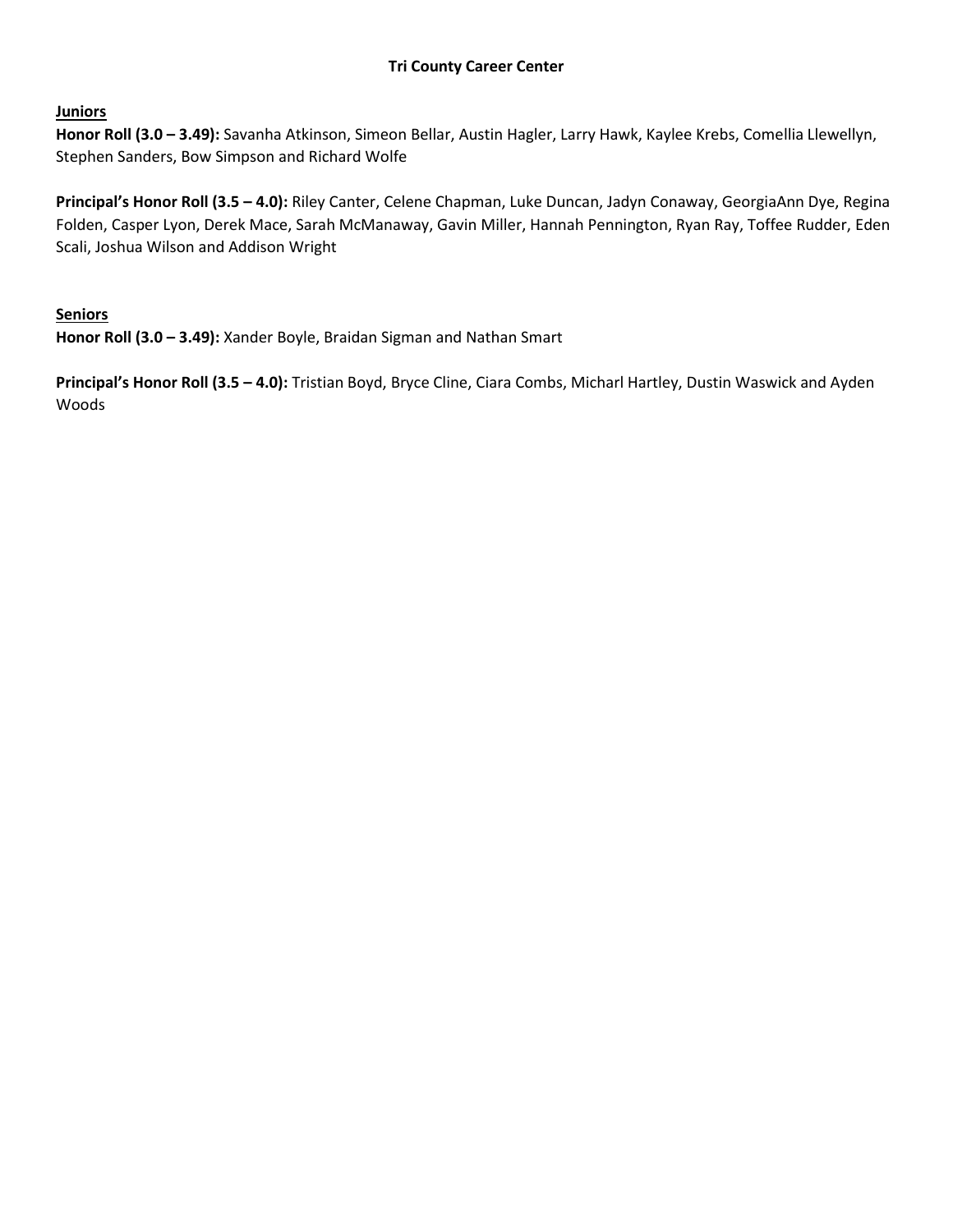**Tri County Career Center**

**Juniors**

**Honor Roll (3.0 – 3.49):** Savanha Atkinson, Simeon Bellar, Austin Hagler, Larry Hawk, Kaylee Krebs, Comellia Llewellyn, Stephen Sanders, Bow Simpson and Richard Wolfe

**Principal's Honor Roll (3.5 – 4.0):** Riley Canter, Celene Chapman, Luke Duncan, Jadyn Conaway, GeorgiaAnn Dye, Regina Folden, Casper Lyon, Derek Mace, Sarah McManaway, Gavin Miller, Hannah Pennington, Ryan Ray, Toffee Rudder, Eden Scali, Joshua Wilson and Addison Wright

**Seniors**

**Honor Roll (3.0 – 3.49):** Xander Boyle, Braidan Sigman and Nathan Smart

**Principal's Honor Roll (3.5 – 4.0):** Tristian Boyd, Bryce Cline, Ciara Combs, Micharl Hartley, Dustin Waswick and Ayden Woods